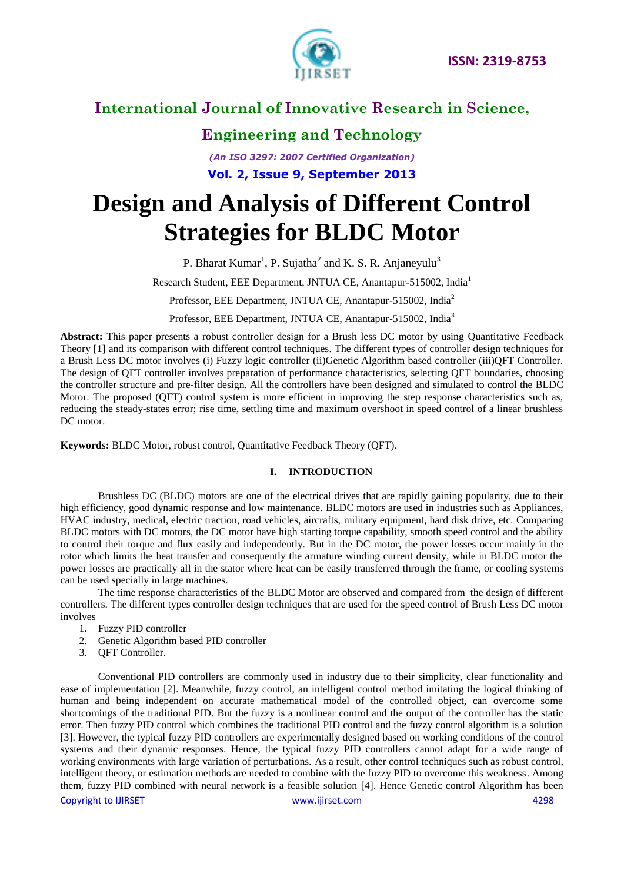# Design and Analysis of Different Control Strategies for BLDC Motor

P. Bharat Kumar[1], P. Sujatha[2] and K. S. R. Anjaneyulu[3]

Research Student, EEE Department, JNTUA CE, Anantapur-515002, India[1]

Professor, EEE Department, JNTUA CE, Anantapur-515002, India[2]

Professor, EEE Department, JNTUA CE, Anantapur-515002, India[3]

**Abstract:** This paper presents a robust controller design for a Brush less DC motor by using Quantitative Feedback Theory [1] and its comparison with different control techniques. The different types of controller design techniques for a Brush Less DC motor involves (i) Fuzzy logic controller (ii)Genetic Algorithm based controller (iii)QFT Controller. The design of QFT controller involves preparation of performance characteristics, selecting QFT boundaries, choosing the controller structure and pre-filter design. All the controllers have been designed and simulated to control the BLDC Motor. The proposed (QFT) control system is more efficient in improving the step response characteristics such as, reducing the steady-states error; rise time, settling time and maximum overshoot in speed control of a linear brushless DC motor.

**Keywords:** BLDC Motor, robust control, Quantitative Feedback Theory (QFT).

## I. INTRODUCTION

Brushless DC (BLDC) motors are one of the electrical drives that are rapidly gaining popularity, due to their high efficiency, good dynamic response and low maintenance. BLDC motors are used in industries such as Appliances, HVAC industry, medical, electric traction, road vehicles, aircrafts, military equipment, hard disk drive, etc. Comparing BLDC motors with DC motors, the DC motor have high starting torque capability, smooth speed control and the ability to control their torque and flux easily and independently. But in the DC motor, the power losses occur mainly in the rotor which limits the heat transfer and consequently the armature winding current density, while in BLDC motor the power losses are practically all in the stator where heat can be easily transferred through the frame, or cooling systems can be used specially in large machines.

The time response characteristics of the BLDC Motor are observed and compared from the design of different controllers. The different types controller design techniques that are used for the speed control of Brush Less DC motor involves

1. Fuzzy PID controller
2. Genetic Algorithm based PID controller
3. QFT Controller.

Conventional PID controllers are commonly used in industry due to their simplicity, clear functionality and ease of implementation [2]. Meanwhile, fuzzy control, an intelligent control method imitating the logical thinking of human and being independent on accurate mathematical model of the controlled object, can overcome some shortcomings of the traditional PID. But the fuzzy is a nonlinear control and the output of the controller has the static error. Then fuzzy PID control which combines the traditional PID control and the fuzzy control algorithm is a solution [3]. However, the typical fuzzy PID controllers are experimentally designed based on working conditions of the control systems and their dynamic responses. Hence, the typical fuzzy PID controllers cannot adapt for a wide range of working environments with large variation of perturbations. As a result, other control techniques such as robust control, intelligent theory, or estimation methods are needed to combine with the fuzzy PID to overcome this weakness. Among them, fuzzy PID combined with neural network is a feasible solution [4]. Hence Genetic control Algorithm has been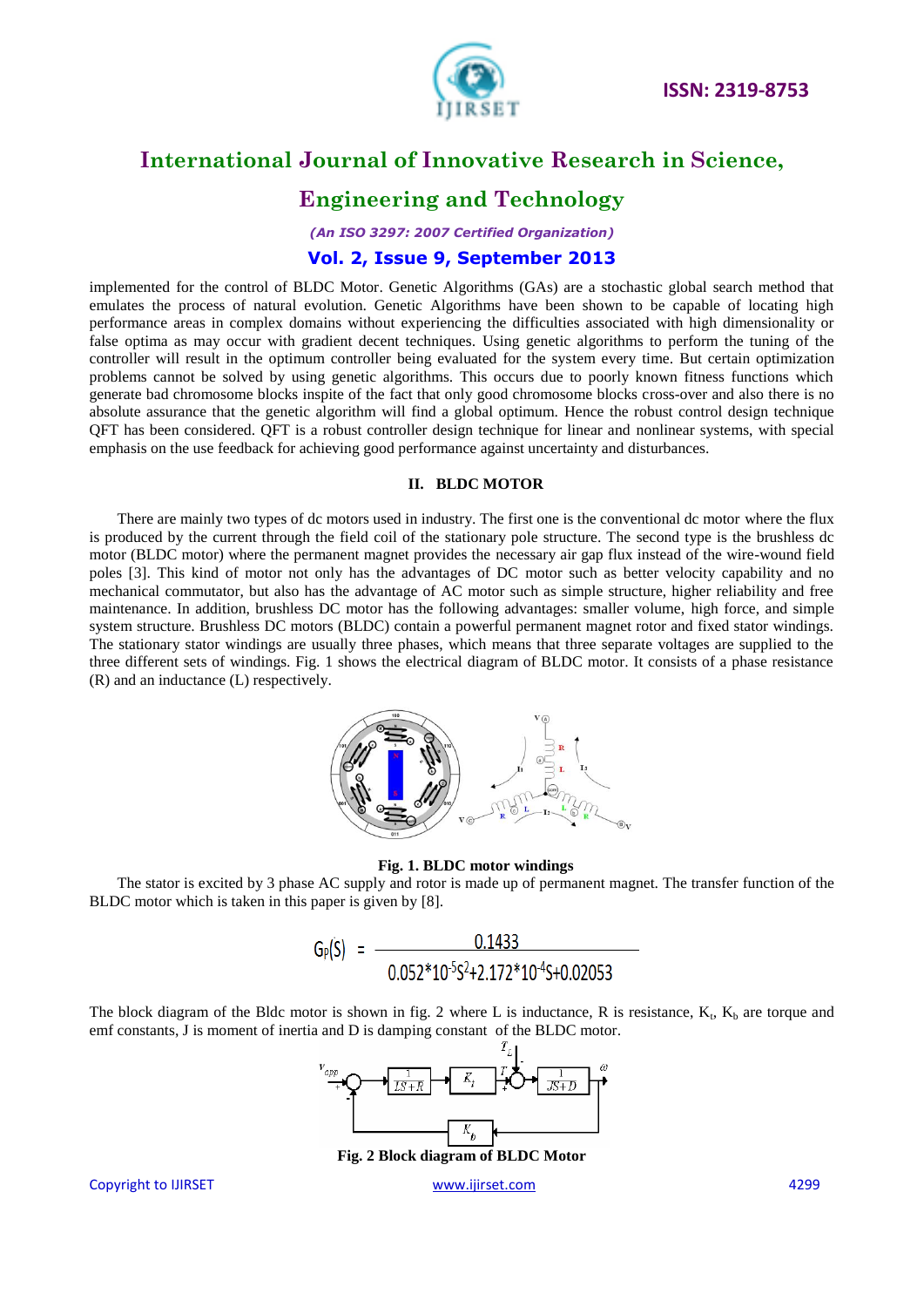implemented for the control of BLDC Motor. Genetic Algorithms (GAs) are a stochastic global search method that emulates the process of natural evolution. Genetic Algorithms have been shown to be capable of locating high performance areas in complex domains without experiencing the difficulties associated with high dimensionality or false optima as may occur with gradient decent techniques. Using genetic algorithms to perform the tuning of the controller will result in the optimum controller being evaluated for the system every time. But certain optimization problems cannot be solved by using genetic algorithms. This occurs due to poorly known fitness functions which generate bad chromosome blocks inspite of the fact that only good chromosome blocks cross-over and also there is no absolute assurance that the genetic algorithm will find a global optimum. Hence the robust control design technique QFT has been considered. QFT is a robust controller design technique for linear and nonlinear systems, with special emphasis on the use feedback for achieving good performance against uncertainty and disturbances.

## II. BLDC MOTOR

There are mainly two types of dc motors used in industry. The first one is the conventional dc motor where the flux is produced by the current through the field coil of the stationary pole structure. The second type is the brushless dc motor (BLDC motor) where the permanent magnet provides the necessary air gap flux instead of the wire-wound field poles [3]. This kind of motor not only has the advantages of DC motor such as better velocity capability and no mechanical commutator, but also has the advantage of AC motor such as simple structure, higher reliability and free maintenance. In addition, brushless DC motor has the following advantages: smaller volume, high force, and simple system structure. Brushless DC motors (BLDC) contain a powerful permanent magnet rotor and fixed stator windings. The stationary stator windings are usually three phases, which means that three separate voltages are supplied to the three different sets of windings. Fig. 1 shows the electrical diagram of BLDC motor. It consists of a phase resistance (R) and an inductance (L) respectively.

**Fig. 1. BLDC motor windings**

The stator is excited by 3 phase AC supply and rotor is made up of permanent magnet. The transfer function of the BLDC motor which is taken in this paper is given by [8].

$$G_P(S) = \frac{0.1433}{0.052*10^{-5}S^2 + 2.172*10^{-4}S + 0.02053}$$

The block diagram of the Bldc motor is shown in fig. 2 where L is inductance, R is resistance, $K_t$, $K_b$ are torque and emf constants, J is moment of inertia and D is damping constant of the BLDC motor.

**Fig. 2 Block diagram of BLDC Motor**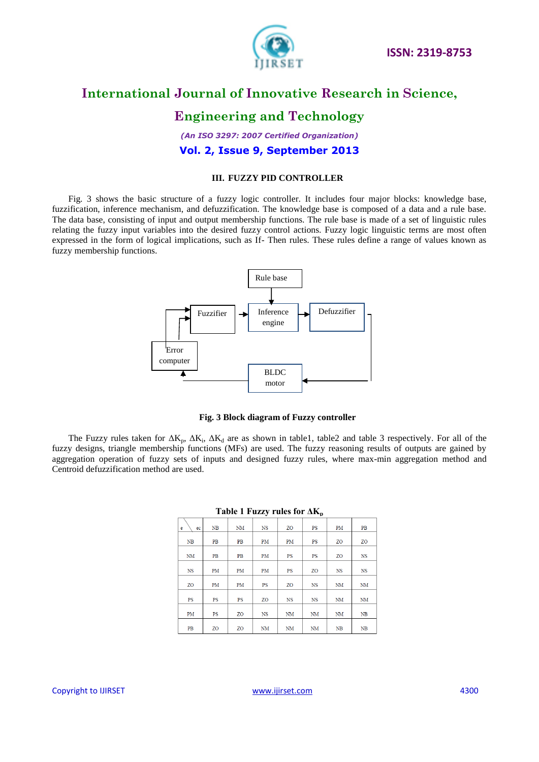### III. FUZZY PID CONTROLLER

Fig. 3 shows the basic structure of a fuzzy logic controller. It includes four major blocks: knowledge base, fuzzification, inference mechanism, and defuzzification. The knowledge base is composed of a data and a rule base. The data base, consisting of input and output membership functions. The rule base is made of a set of linguistic rules relating the fuzzy input variables into the desired fuzzy control actions. Fuzzy logic linguistic terms are most often expressed in the form of logical implications, such as If- Then rules. These rules define a range of values known as fuzzy membership functions.

**Fig. 3 Block diagram of Fuzzy controller**

The Fuzzy rules taken for $\Delta K_p$, $\Delta K_i$, $\Delta K_d$ are as shown in table1, table2 and table 3 respectively. For all of the fuzzy designs, triangle membership functions (MFs) are used. The fuzzy reasoning results of outputs are gained by aggregation operation of fuzzy sets of inputs and designed fuzzy rules, where max-min aggregation method and Centroid defuzzification method are used.

**Table 1 Fuzzy rules for $\Delta K_p$**

| e \ ec | NB | NM | NS | ZO | PS | PM | PB |
|---|---|---|---|---|---|---|---|
| NB | PB | PB | PM | PM | PS | ZO | ZO |
| NM | PB | PB | PM | PS | PS | ZO | NS |
| NS | PM | PM | PM | PS | ZO | NS | NS |
| ZO | PM | PM | PS | ZO | NS | NM | NM |
| PS | PS | PS | ZO | NS | NS | NM | NM |
| PM | PS | ZO | NS | NM | NM | NM | NB |
| PB | ZO | ZO | NM | NM | NM | NB | NB |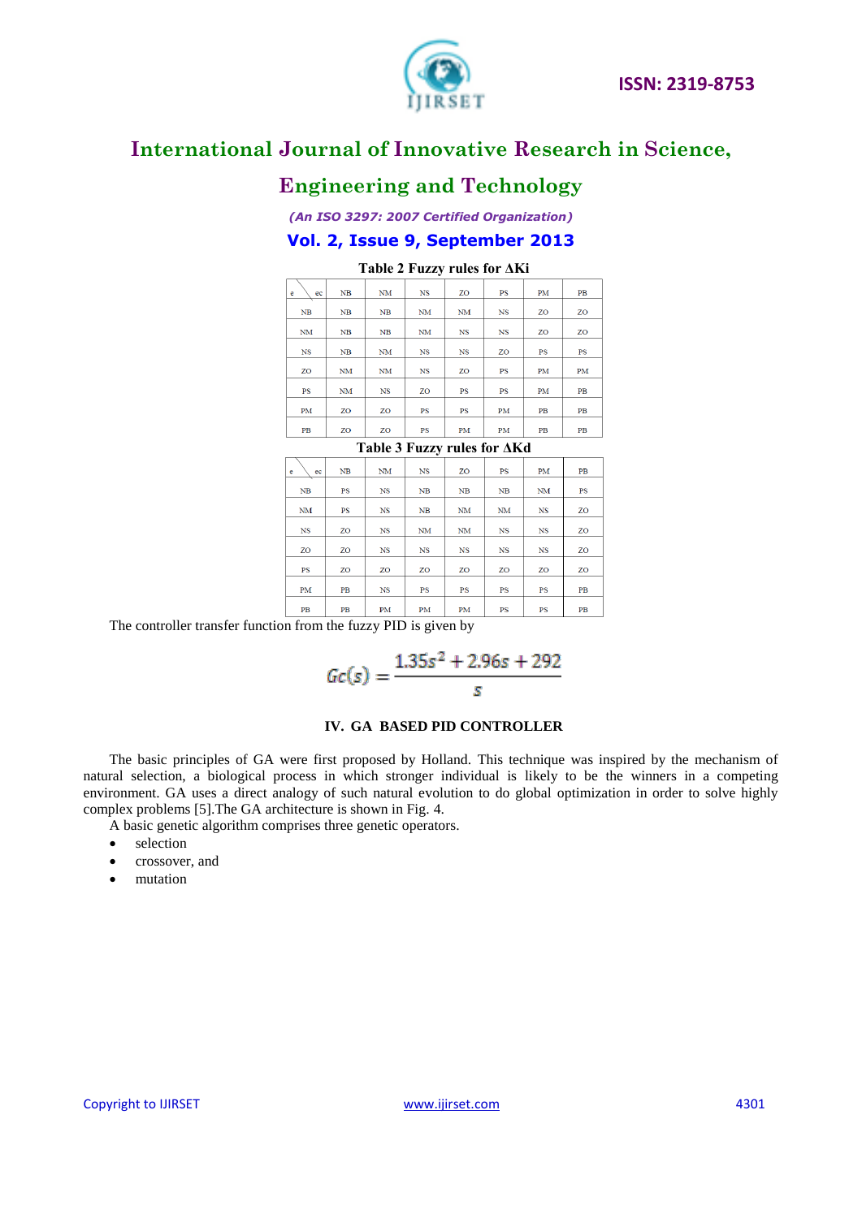Table 2 Fuzzy rules for ΔKi

| e \ ec | NB | NM | NS | ZO | PS | PM | PB |
|---|---|---|---|---|---|---|---|
| NB | NB | NB | NM | NM | NS | ZO | ZO |
| NM | NB | NB | NM | NS | NS | ZO | ZO |
| NS | NB | NM | NS | NS | ZO | PS | PS |
| ZO | NM | NM | NS | ZO | PS | PM | PM |
| PS | NM | NS | ZO | PS | PS | PM | PB |
| PM | ZO | ZO | PS | PS | PM | PB | PB |
| PB | ZO | ZO | PS | PM | PM | PB | PB |

Table 3 Fuzzy rules for ΔKd

| e \ ec | NB | NM | NS | ZO | PS | PM | PB |
|---|---|---|---|---|---|---|---|
| NB | PS | NS | NB | NB | NB | NM | PS |
| NM | PS | NS | NB | NM | NM | NS | ZO |
| NS | ZO | NS | NM | NM | NS | NS | ZO |
| ZO | ZO | NS | NS | NS | NS | NS | ZO |
| PS | ZO | ZO | ZO | ZO | ZO | ZO | ZO |
| PM | PB | NS | PS | PS | PS | PS | PB |
| PB | PB | PM | PM | PM | PS | PS | PB |

The controller transfer function from the fuzzy PID is given by

$$Gc(s) = \frac{1.35s^2 + 2.96s + 292}{s}$$

## IV. GA BASED PID CONTROLLER

The basic principles of GA were first proposed by Holland. This technique was inspired by the mechanism of natural selection, a biological process in which stronger individual is likely to be the winners in a competing environment. GA uses a direct analogy of such natural evolution to do global optimization in order to solve highly complex problems [5].The GA architecture is shown in Fig. 4.

A basic genetic algorithm comprises three genetic operators.

- selection
- crossover, and
- mutation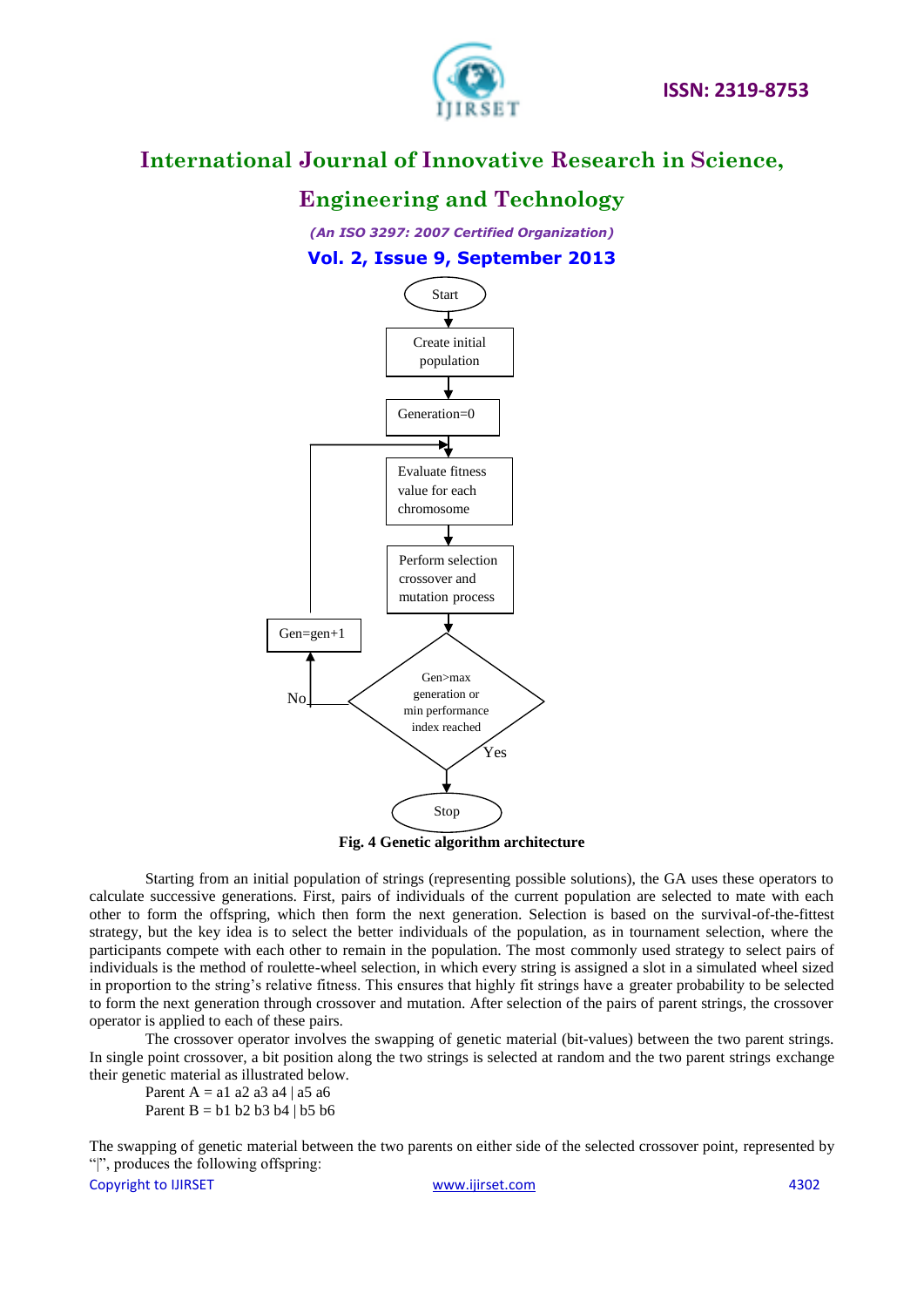Fig. 4 Genetic algorithm architecture

Starting from an initial population of strings (representing possible solutions), the GA uses these operators to calculate successive generations. First, pairs of individuals of the current population are selected to mate with each other to form the offspring, which then form the next generation. Selection is based on the survival-of-the-fittest strategy, but the key idea is to select the better individuals of the population, as in tournament selection, where the participants compete with each other to remain in the population. The most commonly used strategy to select pairs of individuals is the method of roulette-wheel selection, in which every string is assigned a slot in a simulated wheel sized in proportion to the string's relative fitness. This ensures that highly fit strings have a greater probability to be selected to form the next generation through crossover and mutation. After selection of the pairs of parent strings, the crossover operator is applied to each of these pairs.

The crossover operator involves the swapping of genetic material (bit-values) between the two parent strings. In single point crossover, a bit position along the two strings is selected at random and the two parent strings exchange their genetic material as illustrated below.

Parent A = a1 a2 a3 a4 | a5 a6

Parent B = b1 b2 b3 b4 | b5 b6

The swapping of genetic material between the two parents on either side of the selected crossover point, represented by "|", produces the following offspring: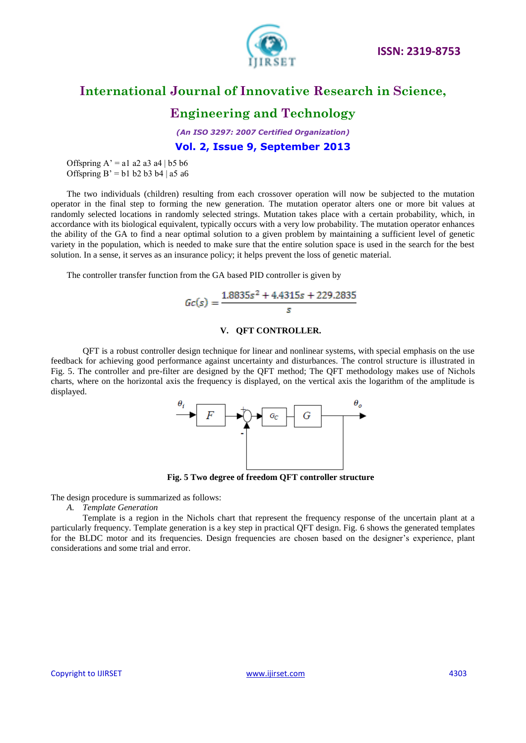Offspring A' = a1 a2 a3 a4 | b5 b6
Offspring B' = b1 b2 b3 b4 | a5 a6

The two individuals (children) resulting from each crossover operation will now be subjected to the mutation operator in the final step to forming the new generation. The mutation operator alters one or more bit values at randomly selected locations in randomly selected strings. Mutation takes place with a certain probability, which, in accordance with its biological equivalent, typically occurs with a very low probability. The mutation operator enhances the ability of the GA to find a near optimal solution to a given problem by maintaining a sufficient level of genetic variety in the population, which is needed to make sure that the entire solution space is used in the search for the best solution. In a sense, it serves as an insurance policy; it helps prevent the loss of genetic material.

The controller transfer function from the GA based PID controller is given by

$$Gc(s) = \frac{1.8835s^2 + 4.4315s + 229.2835}{s}$$

## V. QFT CONTROLLER.

QFT is a robust controller design technique for linear and nonlinear systems, with special emphasis on the use feedback for achieving good performance against uncertainty and disturbances. The control structure is illustrated in Fig. 5. The controller and pre-filter are designed by the QFT method; The QFT methodology makes use of Nichols charts, where on the horizontal axis the frequency is displayed, on the vertical axis the logarithm of the amplitude is displayed.

**Fig. 5 Two degree of freedom QFT controller structure**

The design procedure is summarized as follows:

*A. Template Generation*

Template is a region in the Nichols chart that represent the frequency response of the uncertain plant at a particularly frequency. Template generation is a key step in practical QFT design. Fig. 6 shows the generated templates for the BLDC motor and its frequencies. Design frequencies are chosen based on the designer's experience, plant considerations and some trial and error.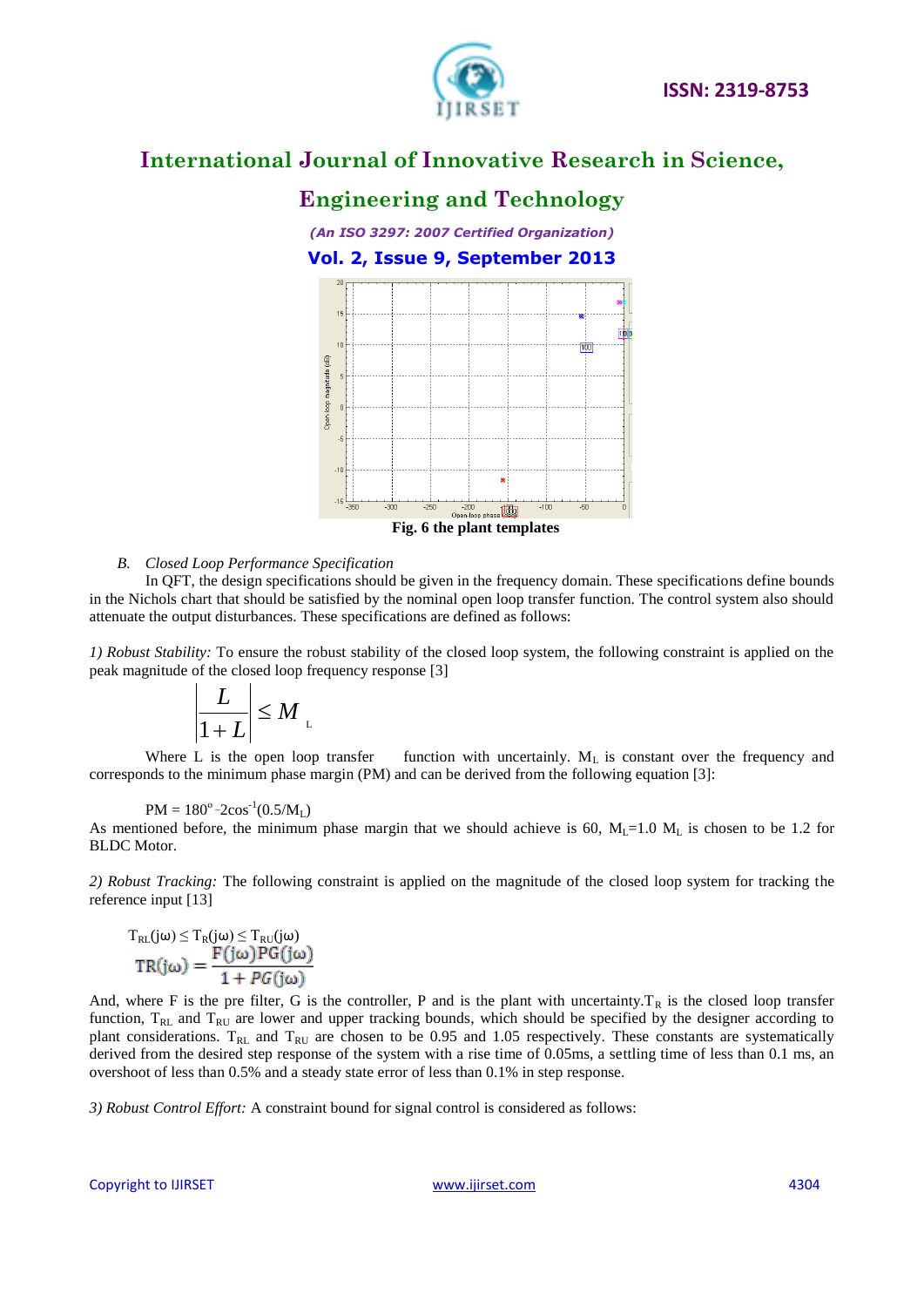Fig. 6 the plant templates

*B. Closed Loop Performance Specification*

In QFT, the design specifications should be given in the frequency domain. These specifications define bounds in the Nichols chart that should be satisfied by the nominal open loop transfer function. The control system also should attenuate the output disturbances. These specifications are defined as follows:

*1) Robust Stability:* To ensure the robust stability of the closed loop system, the following constraint is applied on the peak magnitude of the closed loop frequency response [3]

$$\left|\frac{L}{1+L}\right| \leq M_L$$

Where L is the open loop transfer function with uncertainly. $M_L$ is constant over the frequency and corresponds to the minimum phase margin (PM) and can be derived from the following equation [3]:

$$PM = 180^{o} - 2\cos^{-1}(0.5/M_L)$$

As mentioned before, the minimum phase margin that we should achieve is 60, $M_L$=1.0 $M_L$ is chosen to be 1.2 for BLDC Motor.

*2) Robust Tracking:* The following constraint is applied on the magnitude of the closed loop system for tracking the reference input [13]

$$T_{RL}(j\omega) \leq T_R(j\omega) \leq T_{RU}(j\omega)$$

$$TR(j\omega) = \frac{F(j\omega)PG(j\omega)}{1 + PG(j\omega)}$$

And, where F is the pre filter, G is the controller, P and is the plant with uncertainty.$T_R$ is the closed loop transfer function, $T_{RL}$ and $T_{RU}$ are lower and upper tracking bounds, which should be specified by the designer according to plant considerations. $T_{RL}$ and $T_{RU}$ are chosen to be 0.95 and 1.05 respectively. These constants are systematically derived from the desired step response of the system with a rise time of 0.05ms, a settling time of less than 0.1 ms, an overshoot of less than 0.5% and a steady state error of less than 0.1% in step response.

*3) Robust Control Effort:* A constraint bound for signal control is considered as follows: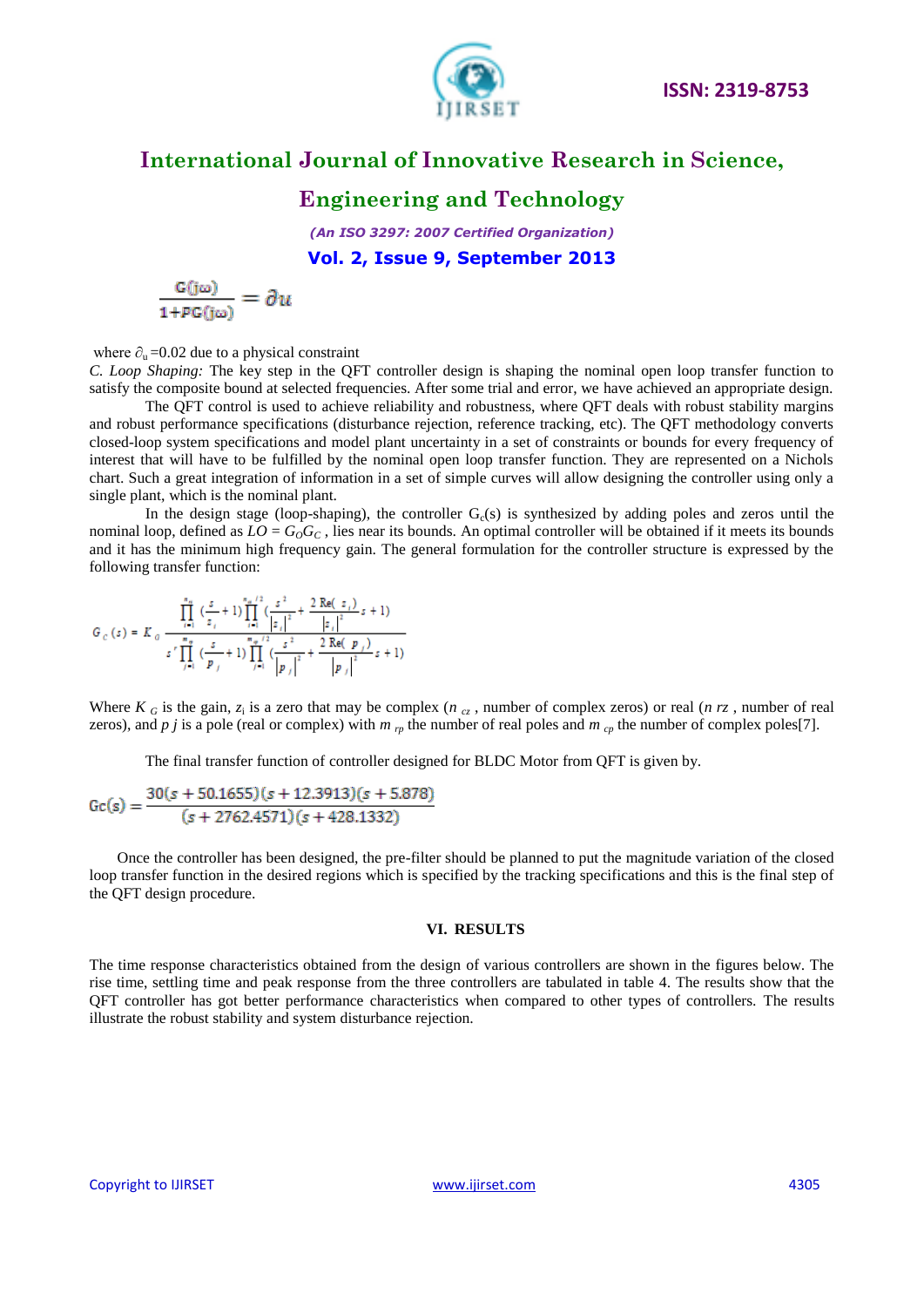$$\frac{G(j\omega)}{1+PG(j\omega)} = \partial u$$

where $\partial_u$ =0.02 due to a physical constraint

*C. Loop Shaping:* The key step in the QFT controller design is shaping the nominal open loop transfer function to satisfy the composite bound at selected frequencies. After some trial and error, we have achieved an appropriate design.

The QFT control is used to achieve reliability and robustness, where QFT deals with robust stability margins and robust performance specifications (disturbance rejection, reference tracking, etc). The QFT methodology converts closed-loop system specifications and model plant uncertainty in a set of constraints or bounds for every frequency of interest that will have to be fulfilled by the nominal open loop transfer function. They are represented on a Nichols chart. Such a great integration of information in a set of simple curves will allow designing the controller using only a single plant, which is the nominal plant.

In the design stage (loop-shaping), the controller $G_c(s)$ is synthesized by adding poles and zeros until the nominal loop, defined as $LO = G_O G_C$ , lies near its bounds. An optimal controller will be obtained if it meets its bounds and it has the minimum high frequency gain. The general formulation for the controller structure is expressed by the following transfer function:

$$G_C(s) = K_G \frac{\prod_{i=1}^{n_{rz}} \left(\frac{s}{z_i}+1\right) \prod_{i=1}^{n_{cz}/2} \left(\frac{s^2}{|z_i|^2} + \frac{2\,\mathrm{Re}(z_i)}{|z_i|^2} s + 1\right)}{s^r \prod_{j=1}^{m_{rp}} \left(\frac{s}{p_j}+1\right) \prod_{j=1}^{m_{cp}/2} \left(\frac{s^2}{|p_j|^2} + \frac{2\,\mathrm{Re}(p_j)}{|p_j|^2} s + 1\right)}$$

Where $K_G$ is the gain, $z_i$ is a zero that may be complex ($n_{cz}$ , number of complex zeros) or real ($n_{rz}$ , number of real zeros), and $p_j$ is a pole (real or complex) with $m_{rp}$ the number of real poles and $m_{cp}$ the number of complex poles[7].

The final transfer function of controller designed for BLDC Motor from QFT is given by.

$$Gc(s) = \frac{30(s + 50.1655)(s + 12.3913)(s + 5.878)}{(s + 2762.4571)(s + 428.1332)}$$

Once the controller has been designed, the pre-filter should be planned to put the magnitude variation of the closed loop transfer function in the desired regions which is specified by the tracking specifications and this is the final step of the QFT design procedure.

## VI. RESULTS

The time response characteristics obtained from the design of various controllers are shown in the figures below. The rise time, settling time and peak response from the three controllers are tabulated in table 4. The results show that the QFT controller has got better performance characteristics when compared to other types of controllers. The results illustrate the robust stability and system disturbance rejection.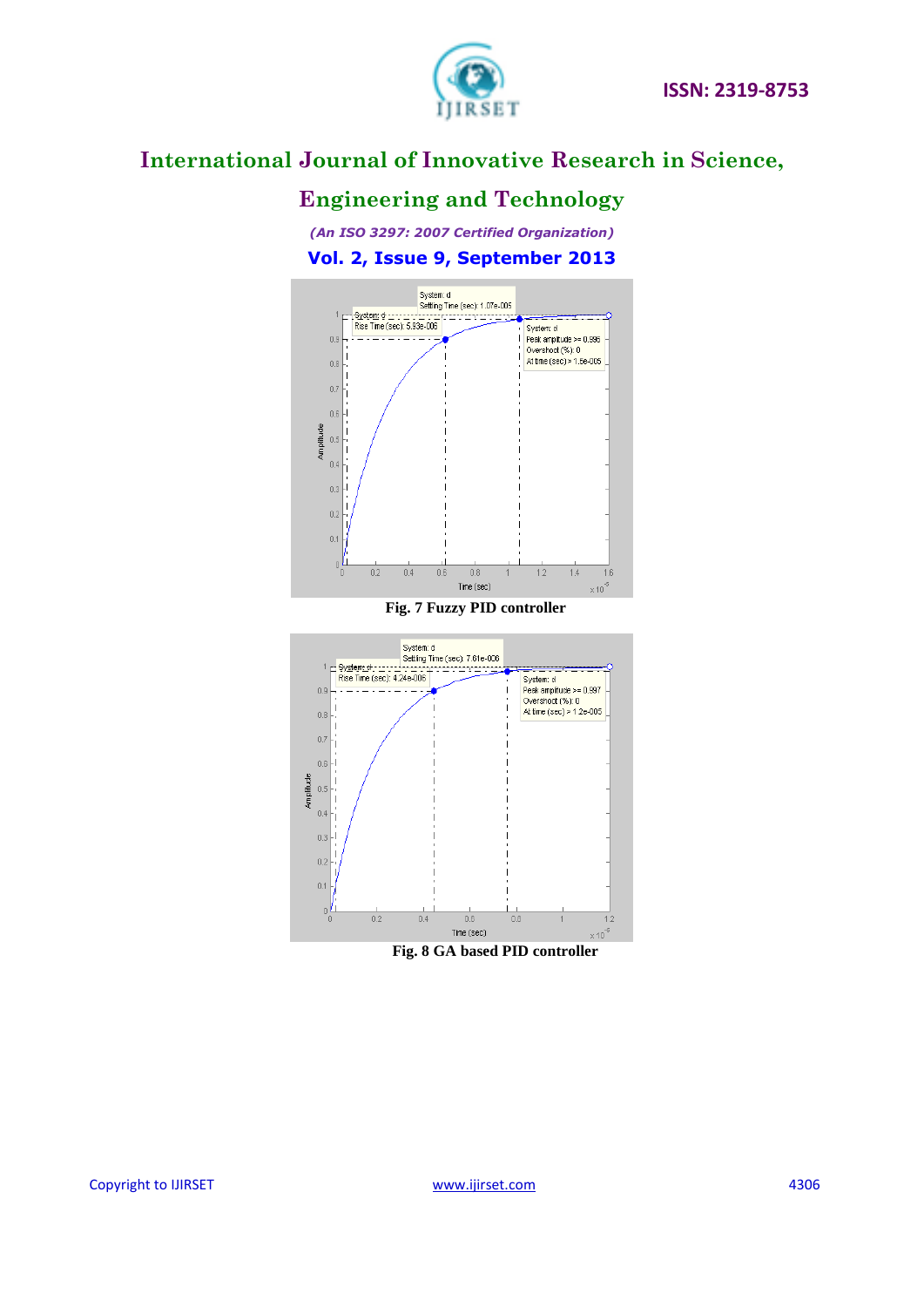Fig. 7 Fuzzy PID controller

Fig. 8 GA based PID controller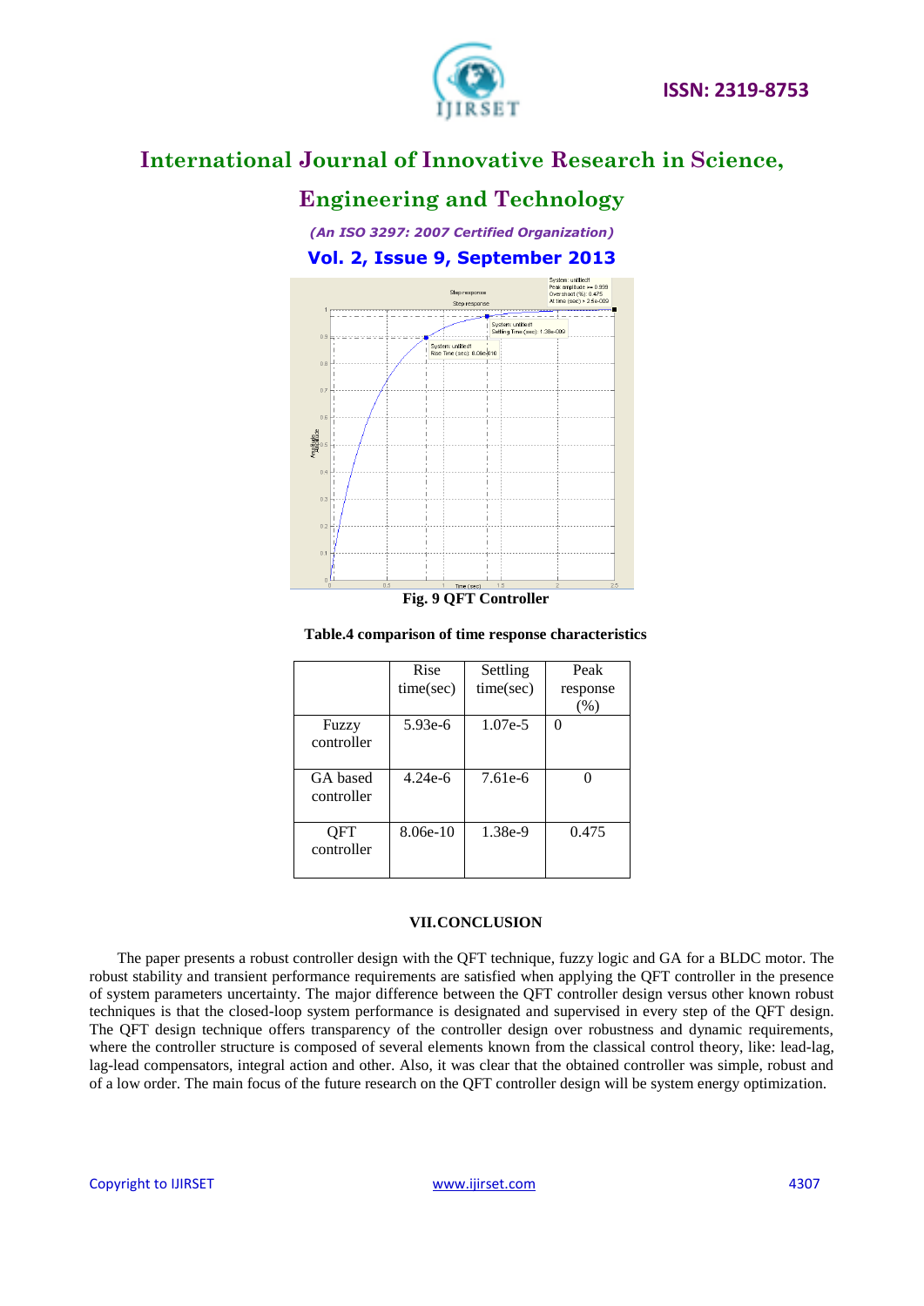Fig. 9 QFT Controller

Table.4 comparison of time response characteristics

| | Rise time(sec) | Settling time(sec) | Peak response (%) |
|---|---|---|---|
| Fuzzy controller | 5.93e-6 | 1.07e-5 | 0 |
| GA based controller | 4.24e-6 | 7.61e-6 | 0 |
| QFT controller | 8.06e-10 | 1.38e-9 | 0.475 |

## VII. CONCLUSION

The paper presents a robust controller design with the QFT technique, fuzzy logic and GA for a BLDC motor. The robust stability and transient performance requirements are satisfied when applying the QFT controller in the presence of system parameters uncertainty. The major difference between the QFT controller design versus other known robust techniques is that the closed-loop system performance is designated and supervised in every step of the QFT design. The QFT design technique offers transparency of the controller design over robustness and dynamic requirements, where the controller structure is composed of several elements known from the classical control theory, like: lead-lag, lag-lead compensators, integral action and other. Also, it was clear that the obtained controller was simple, robust and of a low order. The main focus of the future research on the QFT controller design will be system energy optimization.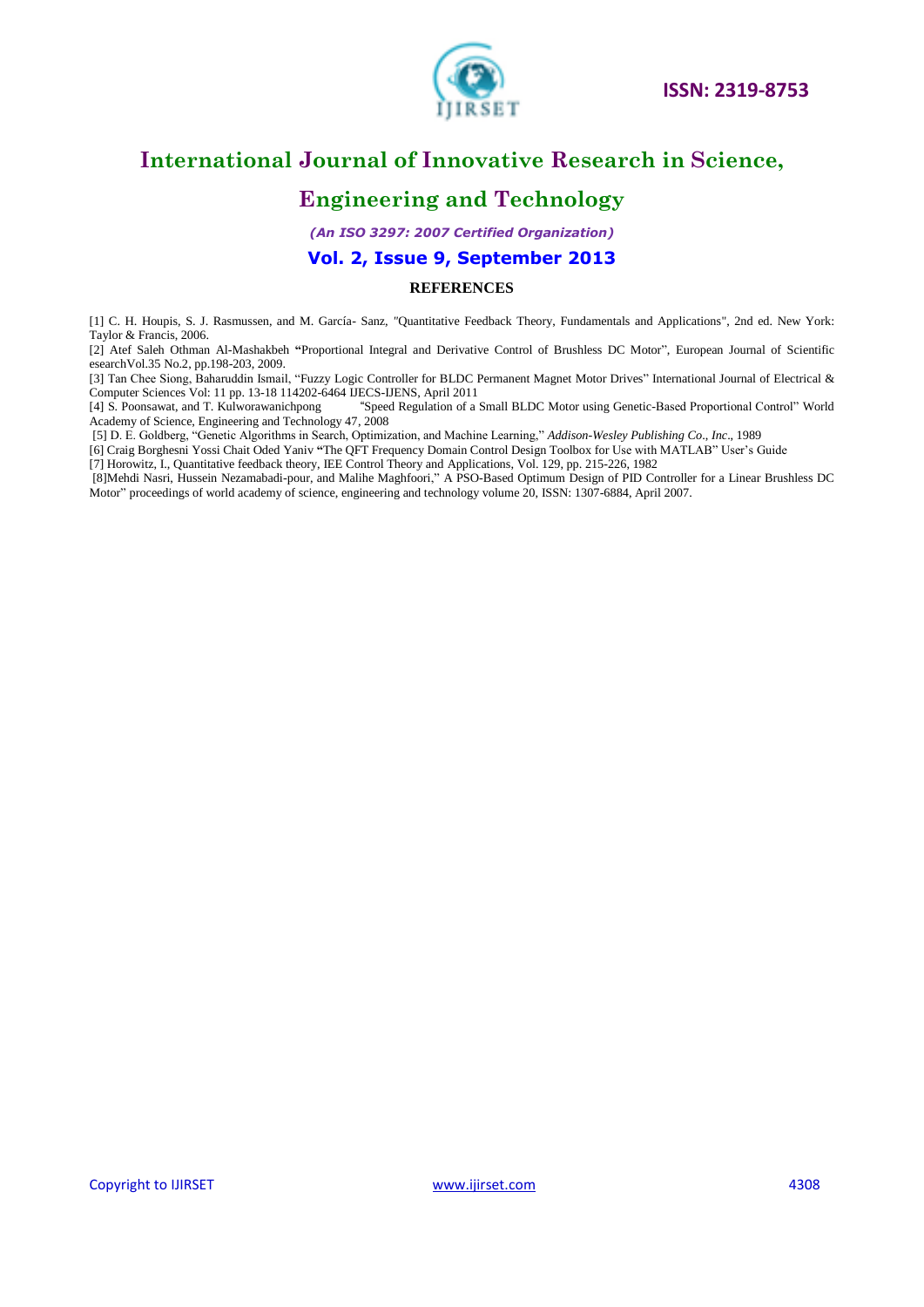## REFERENCES

[1] C. H. Houpis, S. J. Rasmussen, and M. García- Sanz, "Quantitative Feedback Theory, Fundamentals and Applications", 2nd ed. New York: Taylor & Francis, 2006.

[2] Atef Saleh Othman Al-Mashakbeh **"**Proportional Integral and Derivative Control of Brushless DC Motor", European Journal of Scientific esearchVol.35 No.2, pp.198-203, 2009.

[3] Tan Chee Siong, Baharuddin Ismail, "Fuzzy Logic Controller for BLDC Permanent Magnet Motor Drives" International Journal of Electrical & Computer Sciences Vol: 11 pp. 13-18 114202-6464 IJECS-IJENS, April 2011

[4] S. Poonsawat, and T. Kulworawanichpong "Speed Regulation of a Small BLDC Motor using Genetic-Based Proportional Control" World Academy of Science, Engineering and Technology 47, 2008

[5] D. E. Goldberg, "Genetic Algorithms in Search, Optimization, and Machine Learning," *Addison-Wesley Publishing Co*., *Inc*., 1989

[6] Craig Borghesni Yossi Chait Oded Yaniv **"**The QFT Frequency Domain Control Design Toolbox for Use with MATLAB" User's Guide

[7] Horowitz, I., Quantitative feedback theory, IEE Control Theory and Applications, Vol. 129, pp. 215-226, 1982

[8]Mehdi Nasri, Hussein Nezamabadi-pour, and Malihe Maghfoori," A PSO-Based Optimum Design of PID Controller for a Linear Brushless DC Motor" proceedings of world academy of science, engineering and technology volume 20, ISSN: 1307-6884, April 2007.